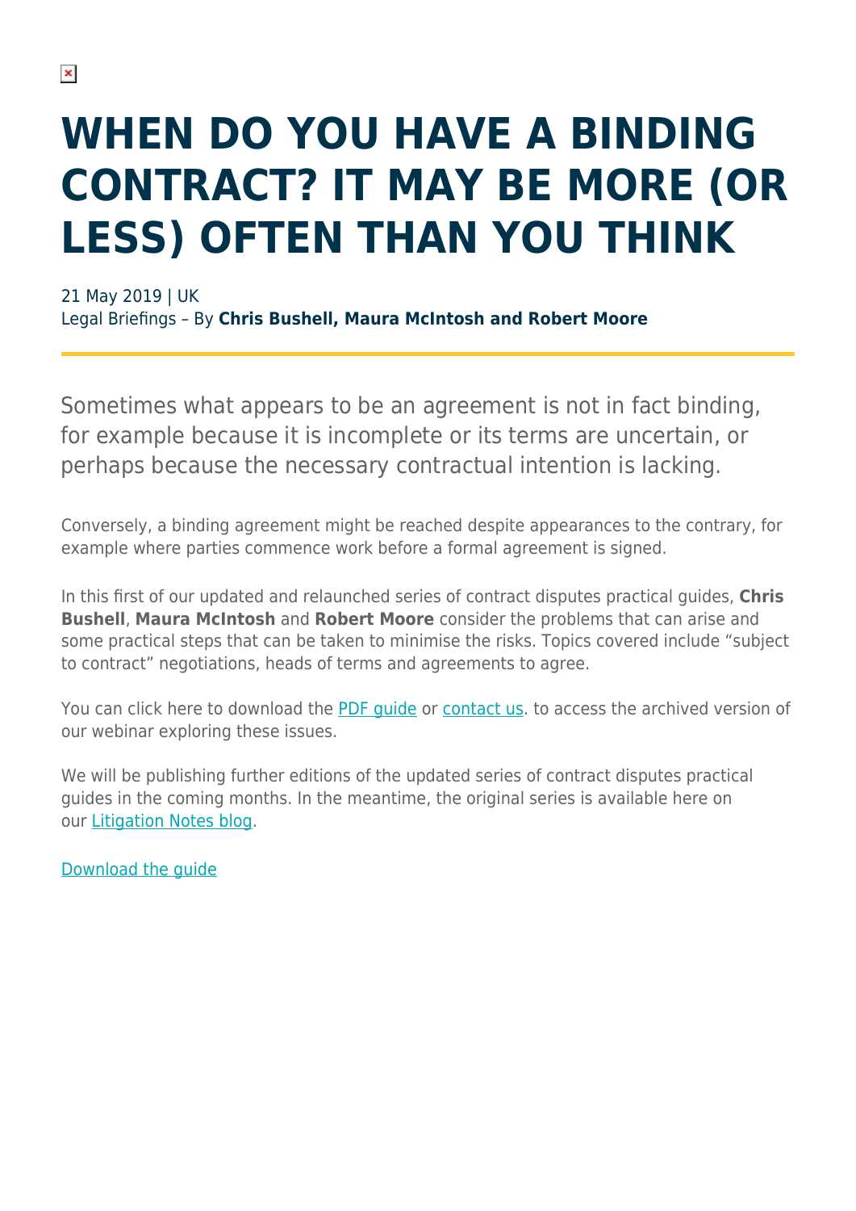# WHEN DO YOU HAVE A BINDING CONTRACT? IT MAY BE MORE (OR LESS) OFTEN THAN YOU THINK

21 May 2019 | UK
Legal Briefings – By **Chris Bushell, Maura McIntosh and Robert Moore**

Sometimes what appears to be an agreement is not in fact binding, for example because it is incomplete or its terms are uncertain, or perhaps because the necessary contractual intention is lacking.

Conversely, a binding agreement might be reached despite appearances to the contrary, for example where parties commence work before a formal agreement is signed.

In this first of our updated and relaunched series of contract disputes practical guides, **Chris Bushell**, **Maura McIntosh** and **Robert Moore** consider the problems that can arise and some practical steps that can be taken to minimise the risks. Topics covered include "subject to contract" negotiations, heads of terms and agreements to agree.

You can click here to download the PDF guide or contact us. to access the archived version of our webinar exploring these issues.

We will be publishing further editions of the updated series of contract disputes practical guides in the coming months. In the meantime, the original series is available here on our Litigation Notes blog.

Download the guide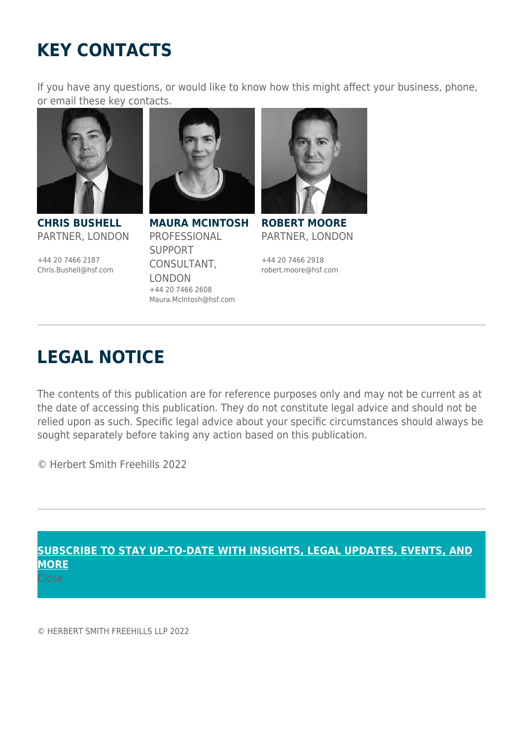# KEY CONTACTS

If you have any questions, or would like to know how this might affect your business, phone, or email these key contacts.

**CHRIS BUSHELL**
PARTNER, LONDON

+44 20 7466 2187
Chris.Bushell@hsf.com

**MAURA MCINTOSH**
PROFESSIONAL SUPPORT CONSULTANT, LONDON

+44 20 7466 2608
Maura.McIntosh@hsf.com

**ROBERT MOORE**
PARTNER, LONDON

+44 20 7466 2918
robert.moore@hsf.com

# LEGAL NOTICE

The contents of this publication are for reference purposes only and may not be current as at the date of accessing this publication. They do not constitute legal advice and should not be relied upon as such. Specific legal advice about your specific circumstances should always be sought separately before taking any action based on this publication.

© Herbert Smith Freehills 2022

**SUBSCRIBE TO STAY UP-TO-DATE WITH INSIGHTS, LEGAL UPDATES, EVENTS, AND MORE**

Close

© HERBERT SMITH FREEHILLS LLP 2022